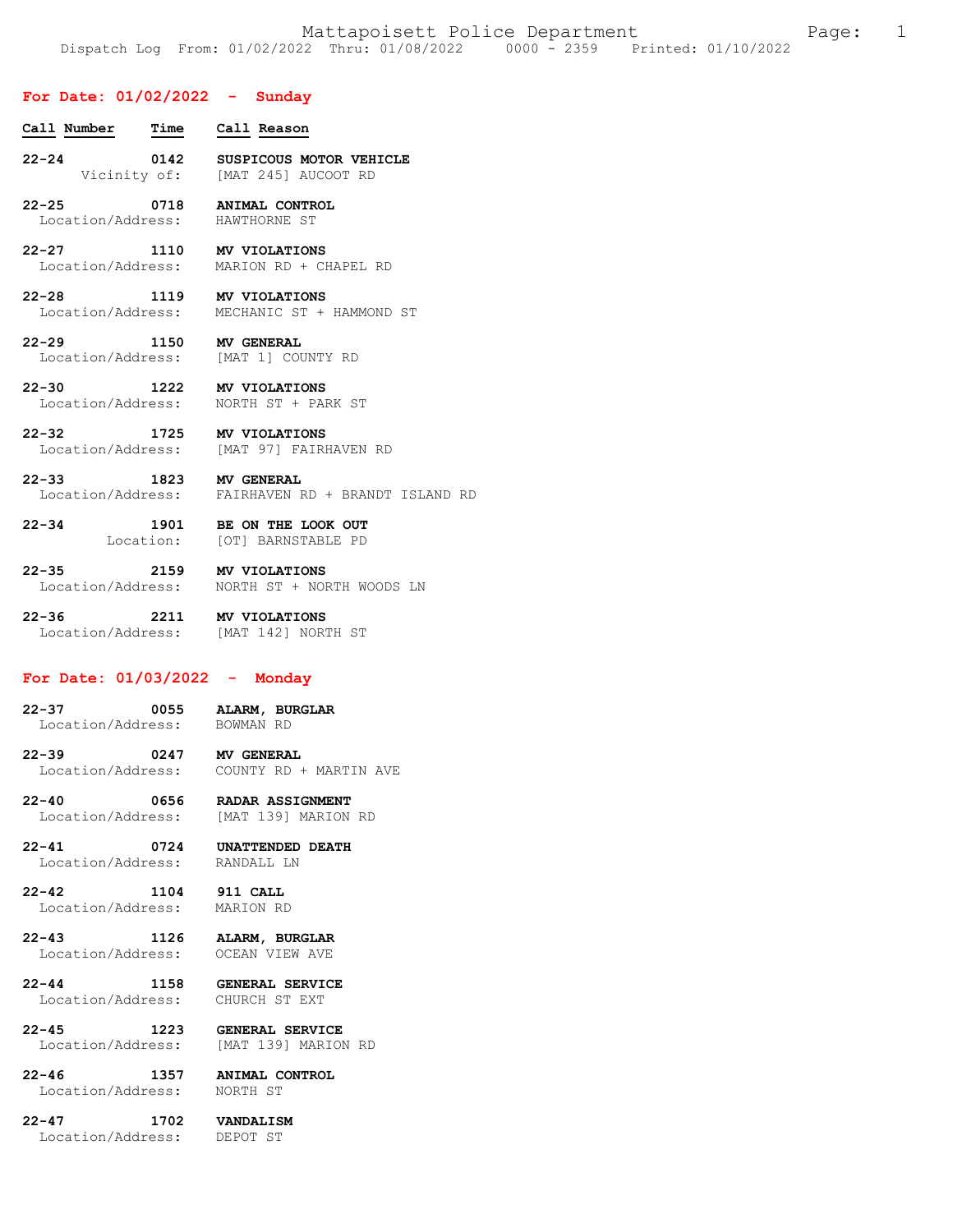# Mattapoisett Police Department

Dispatch Log From: 01/02/2022 Thru: 01/08/2022 0000 - 2359 Printed: 01/10/2022

## For Date: 01/02/2022 - Sunday

**Call Number** | **Time** | **Call Reason**

**22-24** **0142** **SUSPICOUS MOTOR VEHICLE**
Vicinity of: [MAT 245] AUCOOT RD

**22-25** **0718** **ANIMAL CONTROL**
Location/Address: HAWTHORNE ST

**22-27** **1110** **MV VIOLATIONS**
Location/Address: MARION RD + CHAPEL RD

**22-28** **1119** **MV VIOLATIONS**
Location/Address: MECHANIC ST + HAMMOND ST

**22-29** **1150** **MV GENERAL**
Location/Address: [MAT 1] COUNTY RD

**22-30** **1222** **MV VIOLATIONS**
Location/Address: NORTH ST + PARK ST

**22-32** **1725** **MV VIOLATIONS**
Location/Address: [MAT 97] FAIRHAVEN RD

**22-33** **1823** **MV GENERAL**
Location/Address: FAIRHAVEN RD + BRANDT ISLAND RD

**22-34** **1901** **BE ON THE LOOK OUT**
Location: [OT] BARNSTABLE PD

**22-35** **2159** **MV VIOLATIONS**
Location/Address: NORTH ST + NORTH WOODS LN

**22-36** **2211** **MV VIOLATIONS**
Location/Address: [MAT 142] NORTH ST

## For Date: 01/03/2022 - Monday

**22-37** **0055** **ALARM, BURGLAR**
Location/Address: BOWMAN RD

**22-39** **0247** **MV GENERAL**
Location/Address: COUNTY RD + MARTIN AVE

**22-40** **0656** **RADAR ASSIGNMENT**
Location/Address: [MAT 139] MARION RD

**22-41** **0724** **UNATTENDED DEATH**
Location/Address: RANDALL LN

**22-42** **1104** **911 CALL**
Location/Address: MARION RD

**22-43** **1126** **ALARM, BURGLAR**
Location/Address: OCEAN VIEW AVE

**22-44** **1158** **GENERAL SERVICE**
Location/Address: CHURCH ST EXT

**22-45** **1223** **GENERAL SERVICE**
Location/Address: [MAT 139] MARION RD

**22-46** **1357** **ANIMAL CONTROL**
Location/Address: NORTH ST

**22-47** **1702** **VANDALISM**
Location/Address: DEPOT ST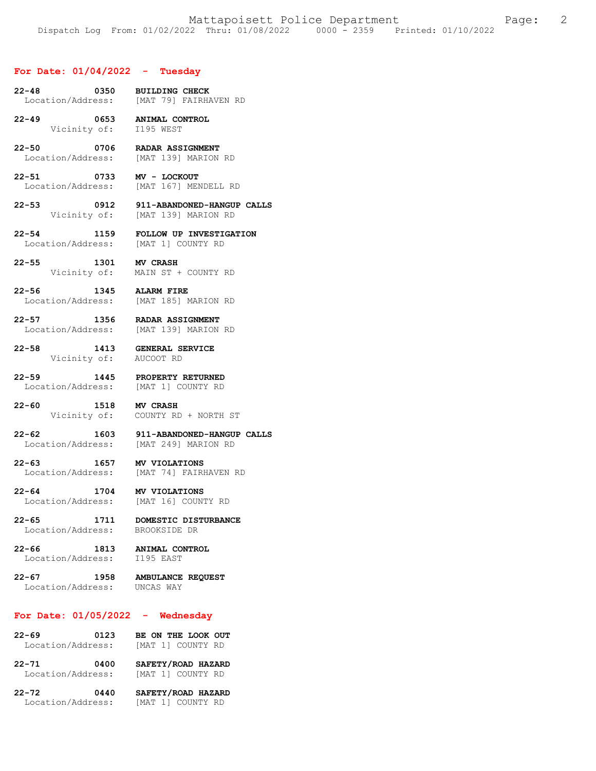## For Date: 01/04/2022 - Tuesday

**22-48 0350 BUILDING CHECK**
Location/Address: [MAT 79] FAIRHAVEN RD

**22-49 0653 ANIMAL CONTROL**
Vicinity of: I195 WEST

**22-50 0706 RADAR ASSIGNMENT**
Location/Address: [MAT 139] MARION RD

**22-51 0733 MV - LOCKOUT**
Location/Address: [MAT 167] MENDELL RD

**22-53 0912 911-ABANDONED-HANGUP CALLS**
Vicinity of: [MAT 139] MARION RD

**22-54 1159 FOLLOW UP INVESTIGATION**
Location/Address: [MAT 1] COUNTY RD

**22-55 1301 MV CRASH**
Vicinity of: MAIN ST + COUNTY RD

**22-56 1345 ALARM FIRE**
Location/Address: [MAT 185] MARION RD

**22-57 1356 RADAR ASSIGNMENT**
Location/Address: [MAT 139] MARION RD

**22-58 1413 GENERAL SERVICE**
Vicinity of: AUCOOT RD

**22-59 1445 PROPERTY RETURNED**
Location/Address: [MAT 1] COUNTY RD

**22-60 1518 MV CRASH**
Vicinity of: COUNTY RD + NORTH ST

**22-62 1603 911-ABANDONED-HANGUP CALLS**
Location/Address: [MAT 249] MARION RD

**22-63 1657 MV VIOLATIONS**
Location/Address: [MAT 74] FAIRHAVEN RD

**22-64 1704 MV VIOLATIONS**
Location/Address: [MAT 16] COUNTY RD

**22-65 1711 DOMESTIC DISTURBANCE**
Location/Address: BROOKSIDE DR

**22-66 1813 ANIMAL CONTROL**
Location/Address: I195 EAST

**22-67 1958 AMBULANCE REQUEST**
Location/Address: UNCAS WAY

## For Date: 01/05/2022 - Wednesday

**22-69 0123 BE ON THE LOOK OUT**
Location/Address: [MAT 1] COUNTY RD

**22-71 0400 SAFETY/ROAD HAZARD**
Location/Address: [MAT 1] COUNTY RD

**22-72 0440 SAFETY/ROAD HAZARD**
Location/Address: [MAT 1] COUNTY RD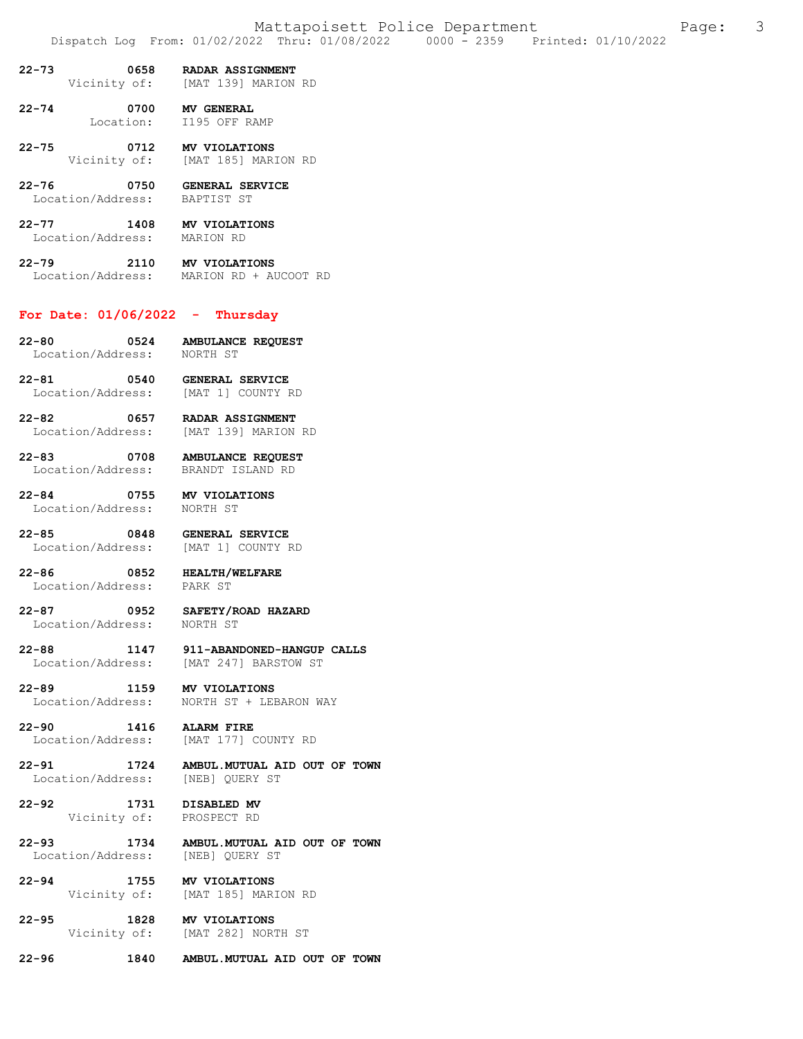**22-73** 0658 **RADAR ASSIGNMENT**
Vicinity of: [MAT 139] MARION RD

**22-74** 0700 **MV GENERAL**
Location: I195 OFF RAMP

**22-75** 0712 **MV VIOLATIONS**
Vicinity of: [MAT 185] MARION RD

**22-76** 0750 **GENERAL SERVICE**
Location/Address: BAPTIST ST

**22-77** 1408 **MV VIOLATIONS**
Location/Address: MARION RD

**22-79** 2110 **MV VIOLATIONS**
Location/Address: MARION RD + AUCOOT RD

## For Date: 01/06/2022 - Thursday

**22-80** 0524 **AMBULANCE REQUEST**
Location/Address: NORTH ST

**22-81** 0540 **GENERAL SERVICE**
Location/Address: [MAT 1] COUNTY RD

**22-82** 0657 **RADAR ASSIGNMENT**
Location/Address: [MAT 139] MARION RD

**22-83** 0708 **AMBULANCE REQUEST**
Location/Address: BRANDT ISLAND RD

**22-84** 0755 **MV VIOLATIONS**
Location/Address: NORTH ST

**22-85** 0848 **GENERAL SERVICE**
Location/Address: [MAT 1] COUNTY RD

**22-86** 0852 **HEALTH/WELFARE**
Location/Address: PARK ST

**22-87** 0952 **SAFETY/ROAD HAZARD**
Location/Address: NORTH ST

**22-88** 1147 **911-ABANDONED-HANGUP CALLS**
Location/Address: [MAT 247] BARSTOW ST

**22-89** 1159 **MV VIOLATIONS**
Location/Address: NORTH ST + LEBARON WAY

**22-90** 1416 **ALARM FIRE**
Location/Address: [MAT 177] COUNTY RD

**22-91** 1724 **AMBUL.MUTUAL AID OUT OF TOWN**
Location/Address: [NEB] QUERY ST

**22-92** 1731 **DISABLED MV**
Vicinity of: PROSPECT RD

**22-93** 1734 **AMBUL.MUTUAL AID OUT OF TOWN**
Location/Address: [NEB] QUERY ST

**22-94** 1755 **MV VIOLATIONS**
Vicinity of: [MAT 185] MARION RD

**22-95** 1828 **MV VIOLATIONS**
Vicinity of: [MAT 282] NORTH ST

**22-96** 1840 **AMBUL.MUTUAL AID OUT OF TOWN**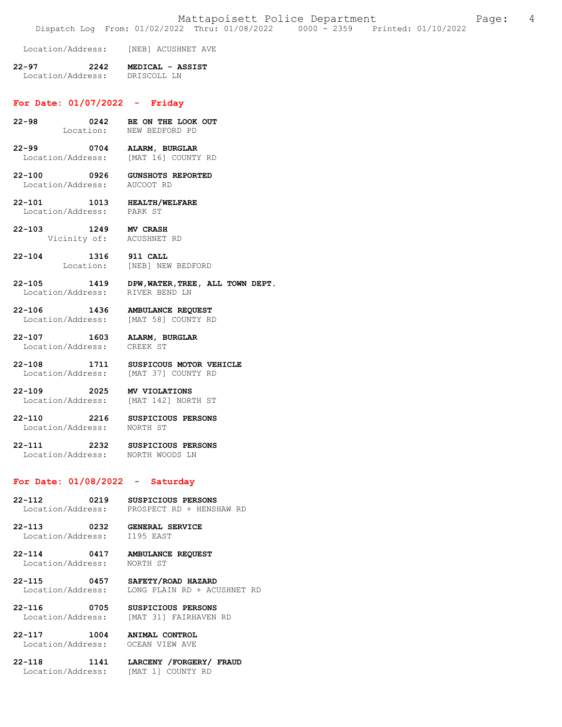Location/Address: [NEB] ACUSHNET AVE

**22-97** **2242** **MEDICAL - ASSIST**
Location/Address: DRISCOLL LN

## For Date: 01/07/2022 - Friday

**22-98** **0242** **BE ON THE LOOK OUT**
Location: NEW BEDFORD PD

**22-99** **0704** **ALARM, BURGLAR**
Location/Address: [MAT 16] COUNTY RD

**22-100** **0926** **GUNSHOTS REPORTED**
Location/Address: AUCOOT RD

**22-101** **1013** **HEALTH/WELFARE**
Location/Address: PARK ST

**22-103** **1249** **MV CRASH**
Vicinity of: ACUSHNET RD

**22-104** **1316** **911 CALL**
Location: [NEB] NEW BEDFORD

**22-105** **1419** **DPW,WATER,TREE, ALL TOWN DEPT.**
Location/Address: RIVER BEND LN

**22-106** **1436** **AMBULANCE REQUEST**
Location/Address: [MAT 58] COUNTY RD

**22-107** **1603** **ALARM, BURGLAR**
Location/Address: CREEK ST

**22-108** **1711** **SUSPICOUS MOTOR VEHICLE**
Location/Address: [MAT 37] COUNTY RD

**22-109** **2025** **MV VIOLATIONS**
Location/Address: [MAT 142] NORTH ST

**22-110** **2216** **SUSPICIOUS PERSONS**
Location/Address: NORTH ST

**22-111** **2232** **SUSPICIOUS PERSONS**
Location/Address: NORTH WOODS LN

## For Date: 01/08/2022 - Saturday

**22-112** **0219** **SUSPICIOUS PERSONS**
Location/Address: PROSPECT RD + HENSHAW RD

**22-113** **0232** **GENERAL SERVICE**
Location/Address: I195 EAST

**22-114** **0417** **AMBULANCE REQUEST**
Location/Address: NORTH ST

**22-115** **0457** **SAFETY/ROAD HAZARD**
Location/Address: LONG PLAIN RD + ACUSHNET RD

**22-116** **0705** **SUSPICIOUS PERSONS**
Location/Address: [MAT 31] FAIRHAVEN RD

**22-117** **1004** **ANIMAL CONTROL**
Location/Address: OCEAN VIEW AVE

**22-118** **1141** **LARCENY /FORGERY/ FRAUD**
Location/Address: [MAT 1] COUNTY RD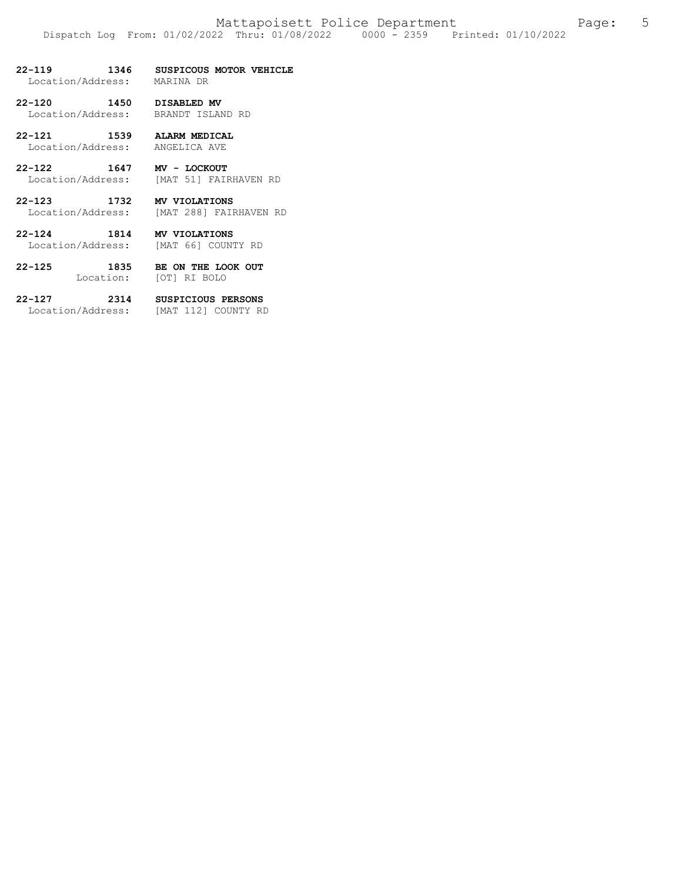**22-119 1346 SUSPICOUS MOTOR VEHICLE**
Location/Address: MARINA DR

**22-120 1450 DISABLED MV**
Location/Address: BRANDT ISLAND RD

**22-121 1539 ALARM MEDICAL**
Location/Address: ANGELICA AVE

**22-122 1647 MV - LOCKOUT**
Location/Address: [MAT 51] FAIRHAVEN RD

**22-123 1732 MV VIOLATIONS**
Location/Address: [MAT 288] FAIRHAVEN RD

**22-124 1814 MV VIOLATIONS**
Location/Address: [MAT 66] COUNTY RD

**22-125 1835 BE ON THE LOOK OUT**
Location: [OT] RI BOLO

**22-127 2314 SUSPICIOUS PERSONS**
Location/Address: [MAT 112] COUNTY RD